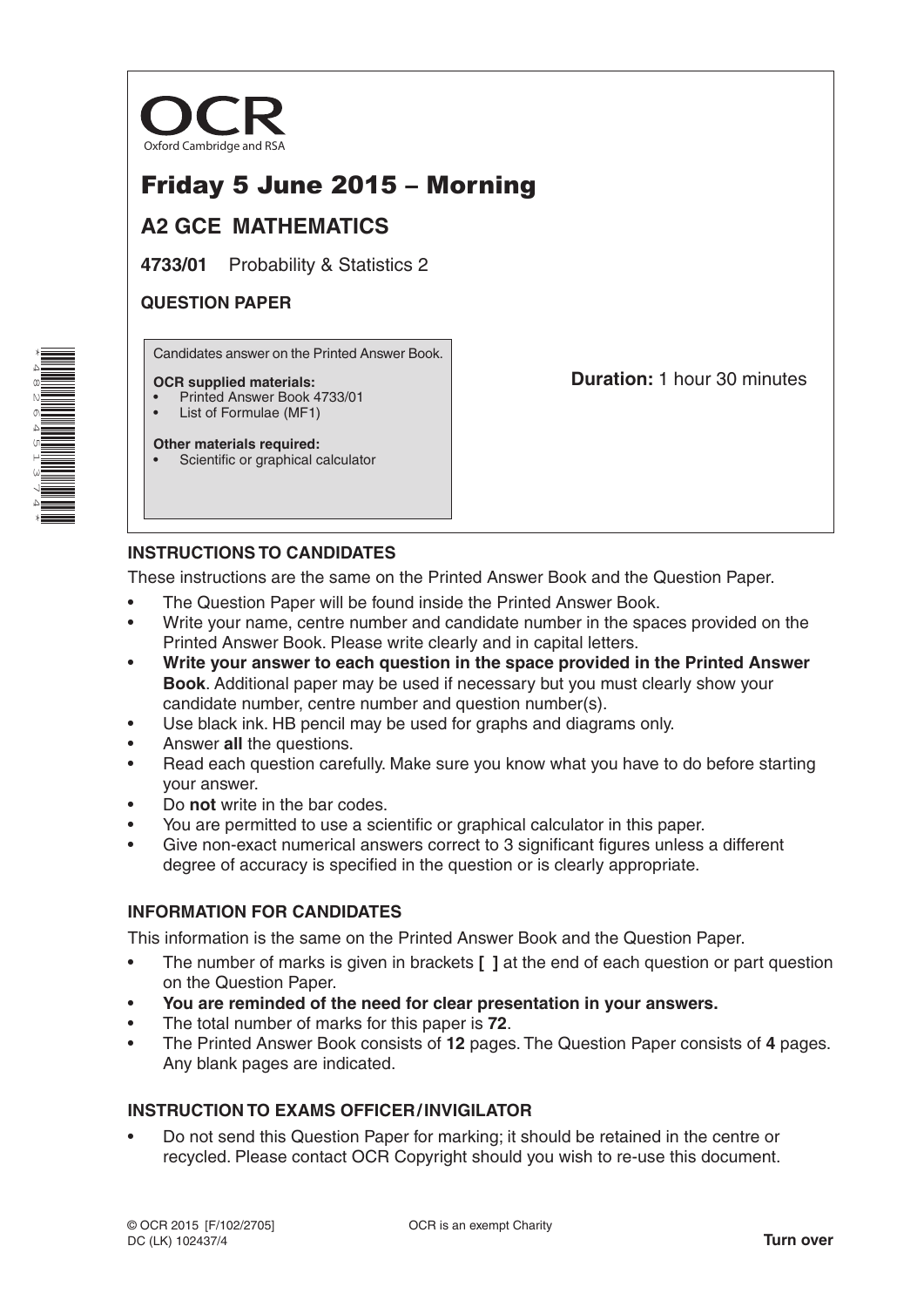OCR

Oxford Cambridge and RSA

# Friday 5 June 2015 – Morning

## A2 GCE MATHEMATICS

**4733/01** Probability & Statistics 2

**QUESTION PAPER**

Candidates answer on the Printed Answer Book.

**OCR supplied materials:**
- Printed Answer Book 4733/01
- List of Formulae (MF1)

**Other materials required:**
- Scientific or graphical calculator

**Duration:** 1 hour 30 minutes

### INSTRUCTIONS TO CANDIDATES

These instructions are the same on the Printed Answer Book and the Question Paper.

- The Question Paper will be found inside the Printed Answer Book.
- Write your name, centre number and candidate number in the spaces provided on the Printed Answer Book. Please write clearly and in capital letters.
- **Write your answer to each question in the space provided in the Printed Answer Book**. Additional paper may be used if necessary but you must clearly show your candidate number, centre number and question number(s).
- Use black ink. HB pencil may be used for graphs and diagrams only.
- Answer **all** the questions.
- Read each question carefully. Make sure you know what you have to do before starting your answer.
- Do **not** write in the bar codes.
- You are permitted to use a scientific or graphical calculator in this paper.
- Give non-exact numerical answers correct to 3 significant figures unless a different degree of accuracy is specified in the question or is clearly appropriate.

### INFORMATION FOR CANDIDATES

This information is the same on the Printed Answer Book and the Question Paper.

- The number of marks is given in brackets **[ ]** at the end of each question or part question on the Question Paper.
- **You are reminded of the need for clear presentation in your answers.**
- The total number of marks for this paper is **72**.
- The Printed Answer Book consists of **12** pages. The Question Paper consists of **4** pages. Any blank pages are indicated.

### INSTRUCTION TO EXAMS OFFICER / INVIGILATOR

- Do not send this Question Paper for marking; it should be retained in the centre or recycled. Please contact OCR Copyright should you wish to re-use this document.

© OCR 2015 [F/102/2705]
DC (LK) 102437/4

OCR is an exempt Charity

**Turn over**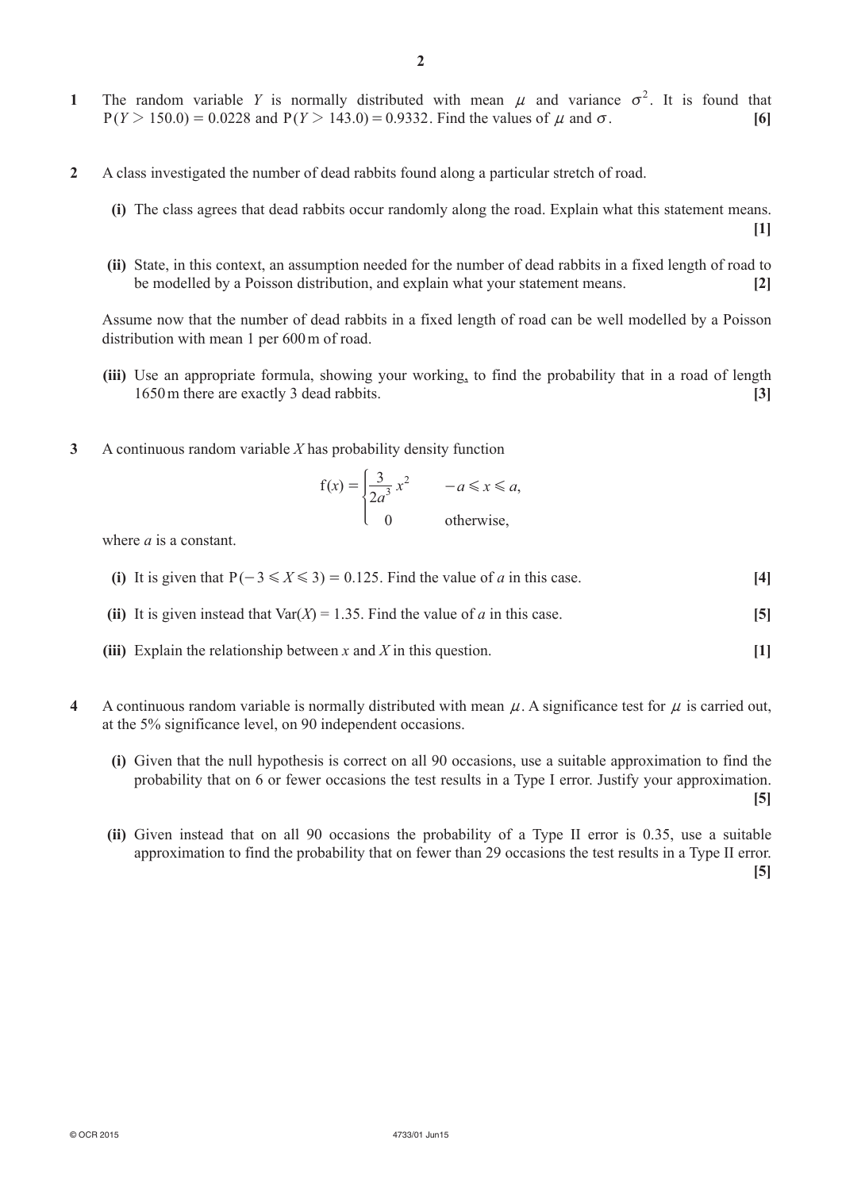**1** The random variable $Y$ is normally distributed with mean $\mu$ and variance $\sigma^2$. It is found that $P(Y > 150.0) = 0.0228$ and $P(Y > 143.0) = 0.9332$. Find the values of $\mu$ and $\sigma$. **[6]**

**2** A class investigated the number of dead rabbits found along a particular stretch of road.

**(i)** The class agrees that dead rabbits occur randomly along the road. Explain what this statement means. **[1]**

**(ii)** State, in this context, an assumption needed for the number of dead rabbits in a fixed length of road to be modelled by a Poisson distribution, and explain what your statement means. **[2]**

Assume now that the number of dead rabbits in a fixed length of road can be well modelled by a Poisson distribution with mean 1 per 600 m of road.

**(iii)** Use an appropriate formula, showing your working, to find the probability that in a road of length 1650 m there are exactly 3 dead rabbits. **[3]**

**3** A continuous random variable $X$ has probability density function

$$f(x) = \begin{cases} \dfrac{3}{2a^3}x^2 & -a \leqslant x \leqslant a, \\ 0 & \text{otherwise,} \end{cases}$$

where $a$ is a constant.

**(i)** It is given that $P(-3 \leqslant X \leqslant 3) = 0.125$. Find the value of $a$ in this case. **[4]**

**(ii)** It is given instead that $\text{Var}(X) = 1.35$. Find the value of $a$ in this case. **[5]**

**(iii)** Explain the relationship between $x$ and $X$ in this question. **[1]**

**4** A continuous random variable is normally distributed with mean $\mu$. A significance test for $\mu$ is carried out, at the 5% significance level, on 90 independent occasions.

**(i)** Given that the null hypothesis is correct on all 90 occasions, use a suitable approximation to find the probability that on 6 or fewer occasions the test results in a Type I error. Justify your approximation. **[5]**

**(ii)** Given instead that on all 90 occasions the probability of a Type II error is 0.35, use a suitable approximation to find the probability that on fewer than 29 occasions the test results in a Type II error. **[5]**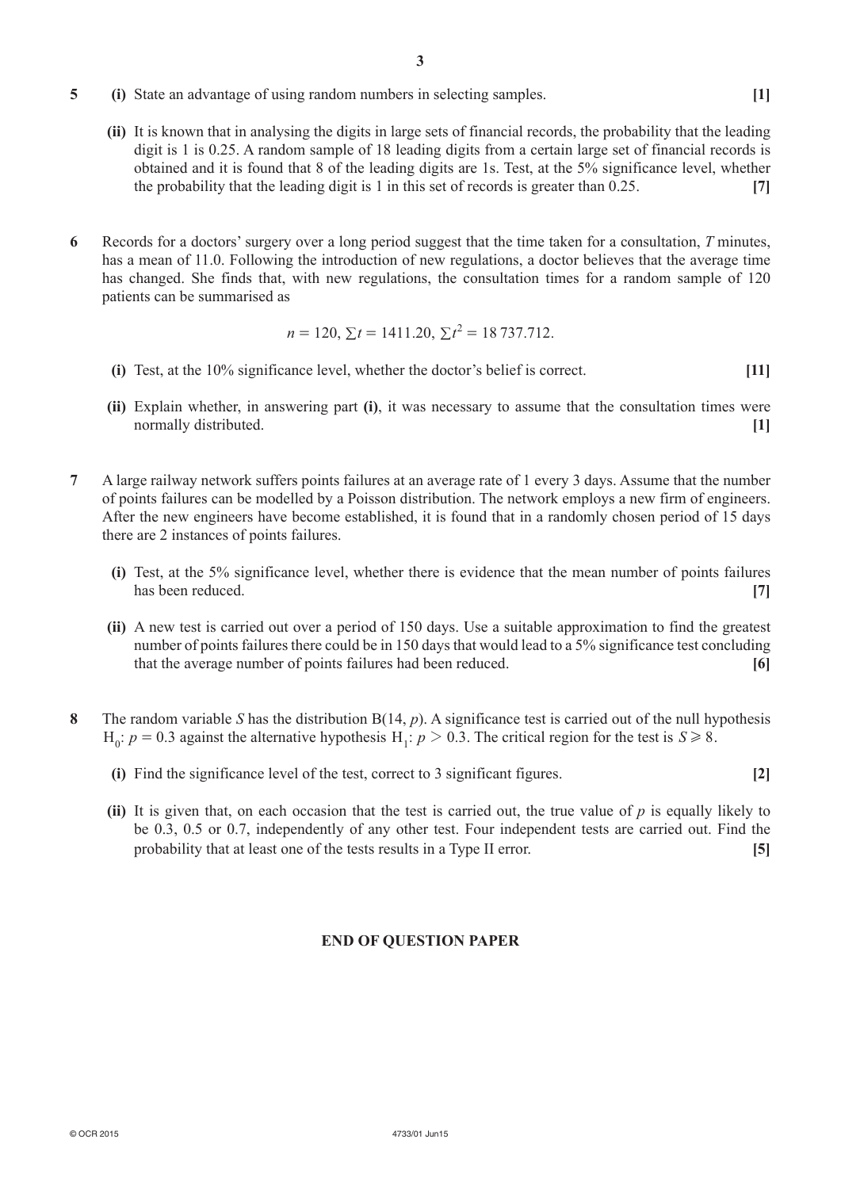**5** **(i)** State an advantage of using random numbers in selecting samples. **[1]**

**(ii)** It is known that in analysing the digits in large sets of financial records, the probability that the leading digit is 1 is 0.25. A random sample of 18 leading digits from a certain large set of financial records is obtained and it is found that 8 of the leading digits are 1s. Test, at the 5% significance level, whether the probability that the leading digit is 1 in this set of records is greater than 0.25. **[7]**

**6** Records for a doctors' surgery over a long period suggest that the time taken for a consultation, $T$ minutes, has a mean of 11.0. Following the introduction of new regulations, a doctor believes that the average time has changed. She finds that, with new regulations, the consultation times for a random sample of 120 patients can be summarised as

$$n = 120, \sum t = 1411.20, \sum t^2 = 18\,737.712.$$

**(i)** Test, at the 10% significance level, whether the doctor's belief is correct. **[11]**

**(ii)** Explain whether, in answering part **(i)**, it was necessary to assume that the consultation times were normally distributed. **[1]**

**7** A large railway network suffers points failures at an average rate of 1 every 3 days. Assume that the number of points failures can be modelled by a Poisson distribution. The network employs a new firm of engineers. After the new engineers have become established, it is found that in a randomly chosen period of 15 days there are 2 instances of points failures.

**(i)** Test, at the 5% significance level, whether there is evidence that the mean number of points failures has been reduced. **[7]**

**(ii)** A new test is carried out over a period of 150 days. Use a suitable approximation to find the greatest number of points failures there could be in 150 days that would lead to a 5% significance test concluding that the average number of points failures had been reduced. **[6]**

**8** The random variable $S$ has the distribution $B(14, p)$. A significance test is carried out of the null hypothesis $H_0$: $p = 0.3$ against the alternative hypothesis $H_1$: $p > 0.3$. The critical region for the test is $S \geqslant 8$.

**(i)** Find the significance level of the test, correct to 3 significant figures. **[2]**

**(ii)** It is given that, on each occasion that the test is carried out, the true value of $p$ is equally likely to be 0.3, 0.5 or 0.7, independently of any other test. Four independent tests are carried out. Find the probability that at least one of the tests results in a Type II error. **[5]**

**END OF QUESTION PAPER**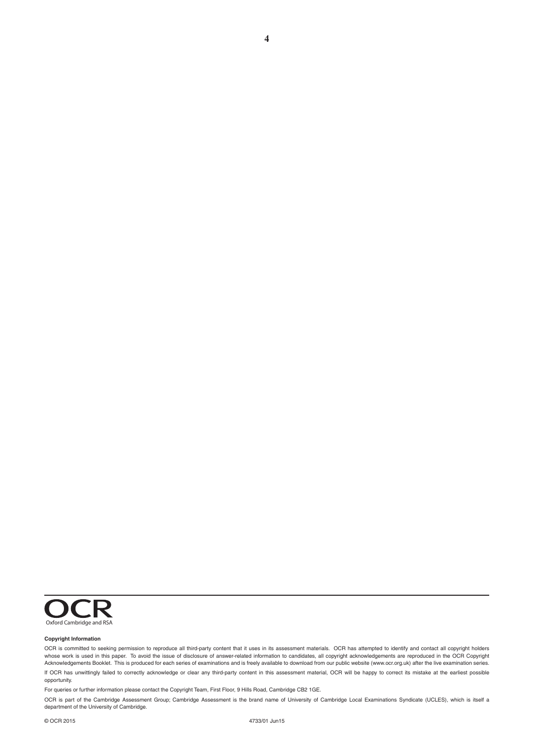OCR

Oxford Cambridge and RSA

**Copyright Information**

OCR is committed to seeking permission to reproduce all third-party content that it uses in its assessment materials. OCR has attempted to identify and contact all copyright holders whose work is used in this paper. To avoid the issue of disclosure of answer-related information to candidates, all copyright acknowledgements are reproduced in the OCR Copyright Acknowledgements Booklet. This is produced for each series of examinations and is freely available to download from our public website (www.ocr.org.uk) after the live examination series.

If OCR has unwittingly failed to correctly acknowledge or clear any third-party content in this assessment material, OCR will be happy to correct its mistake at the earliest possible opportunity.

For queries or further information please contact the Copyright Team, First Floor, 9 Hills Road, Cambridge CB2 1GE.

OCR is part of the Cambridge Assessment Group; Cambridge Assessment is the brand name of University of Cambridge Local Examinations Syndicate (UCLES), which is itself a department of the University of Cambridge.

© OCR 2015 4733/01 Jun15